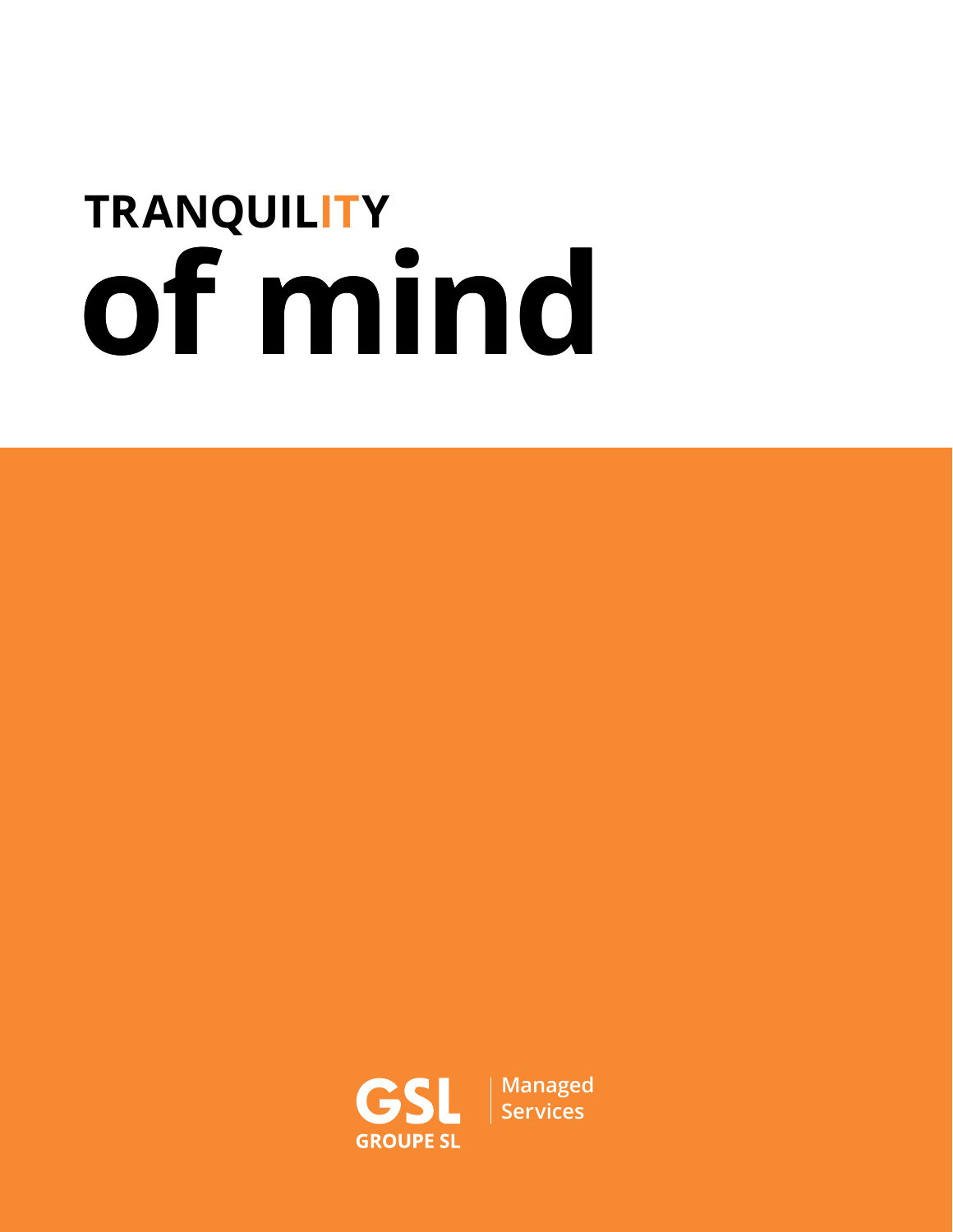# TRANQUILITY of mind

GSL GROUPE SL | Managed Services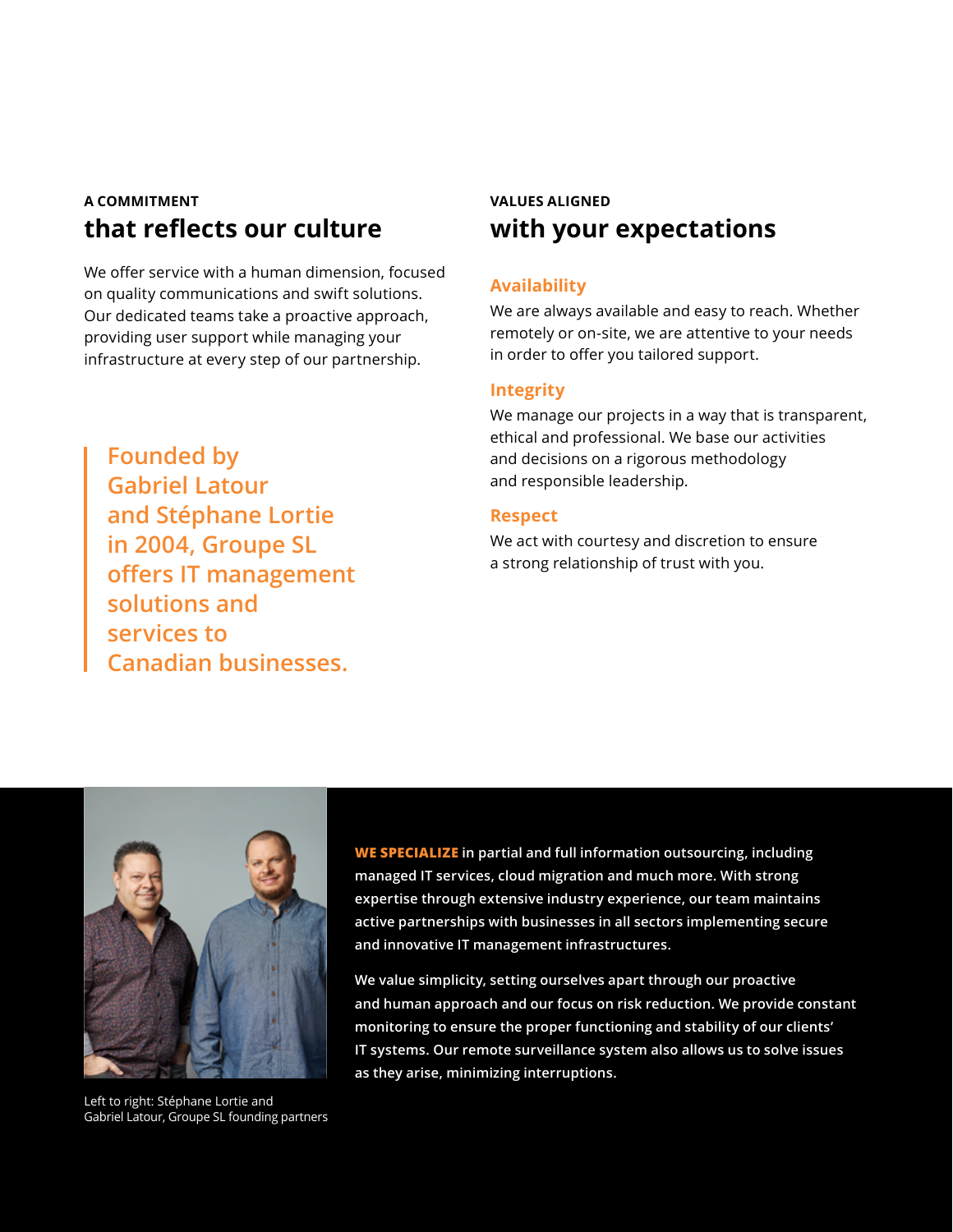## A COMMITMENT that reflects our culture

We offer service with a human dimension, focused on quality communications and swift solutions. Our dedicated teams take a proactive approach, providing user support while managing your infrastructure at every step of our partnership.

> Founded by Gabriel Latour and Stéphane Lortie in 2004, Groupe SL offers IT management solutions and services to Canadian businesses.

## VALUES ALIGNED with your expectations

### Availability

We are always available and easy to reach. Whether remotely or on-site, we are attentive to your needs in order to offer you tailored support.

### Integrity

We manage our projects in a way that is transparent, ethical and professional. We base our activities and decisions on a rigorous methodology and responsible leadership.

### Respect

We act with courtesy and discretion to ensure a strong relationship of trust with you.

Left to right: Stéphane Lortie and Gabriel Latour, Groupe SL founding partners

**WE SPECIALIZE** in partial and full information outsourcing, including managed IT services, cloud migration and much more. With strong expertise through extensive industry experience, our team maintains active partnerships with businesses in all sectors implementing secure and innovative IT management infrastructures.

We value simplicity, setting ourselves apart through our proactive and human approach and our focus on risk reduction. We provide constant monitoring to ensure the proper functioning and stability of our clients' IT systems. Our remote surveillance system also allows us to solve issues as they arise, minimizing interruptions.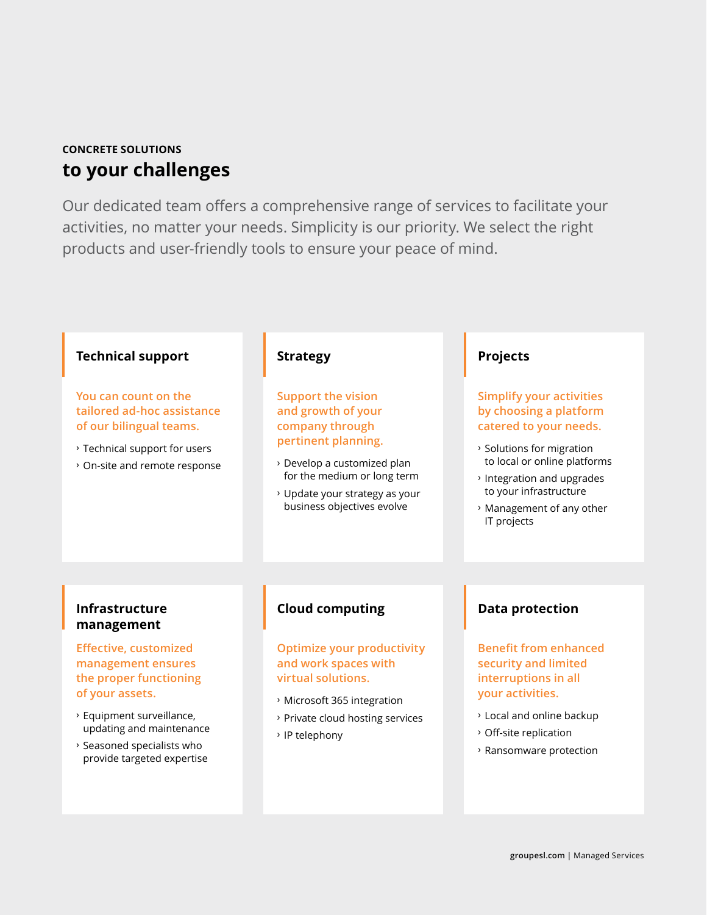**CONCRETE SOLUTIONS**

# to your challenges

Our dedicated team offers a comprehensive range of services to facilitate your activities, no matter your needs. Simplicity is our priority. We select the right products and user-friendly tools to ensure your peace of mind.

## Technical support

**You can count on the tailored ad-hoc assistance of our bilingual teams.**

- Technical support for users
- On-site and remote response

## Strategy

**Support the vision and growth of your company through pertinent planning.**

- Develop a customized plan for the medium or long term
- Update your strategy as your business objectives evolve

## Projects

**Simplify your activities by choosing a platform catered to your needs.**

- Solutions for migration to local or online platforms
- Integration and upgrades to your infrastructure
- Management of any other IT projects

## Infrastructure management

**Effective, customized management ensures the proper functioning of your assets.**

- Equipment surveillance, updating and maintenance
- Seasoned specialists who provide targeted expertise

## Cloud computing

**Optimize your productivity and work spaces with virtual solutions.**

- Microsoft 365 integration
- Private cloud hosting services
- IP telephony

## Data protection

**Benefit from enhanced security and limited interruptions in all your activities.**

- Local and online backup
- Off-site replication
- Ransomware protection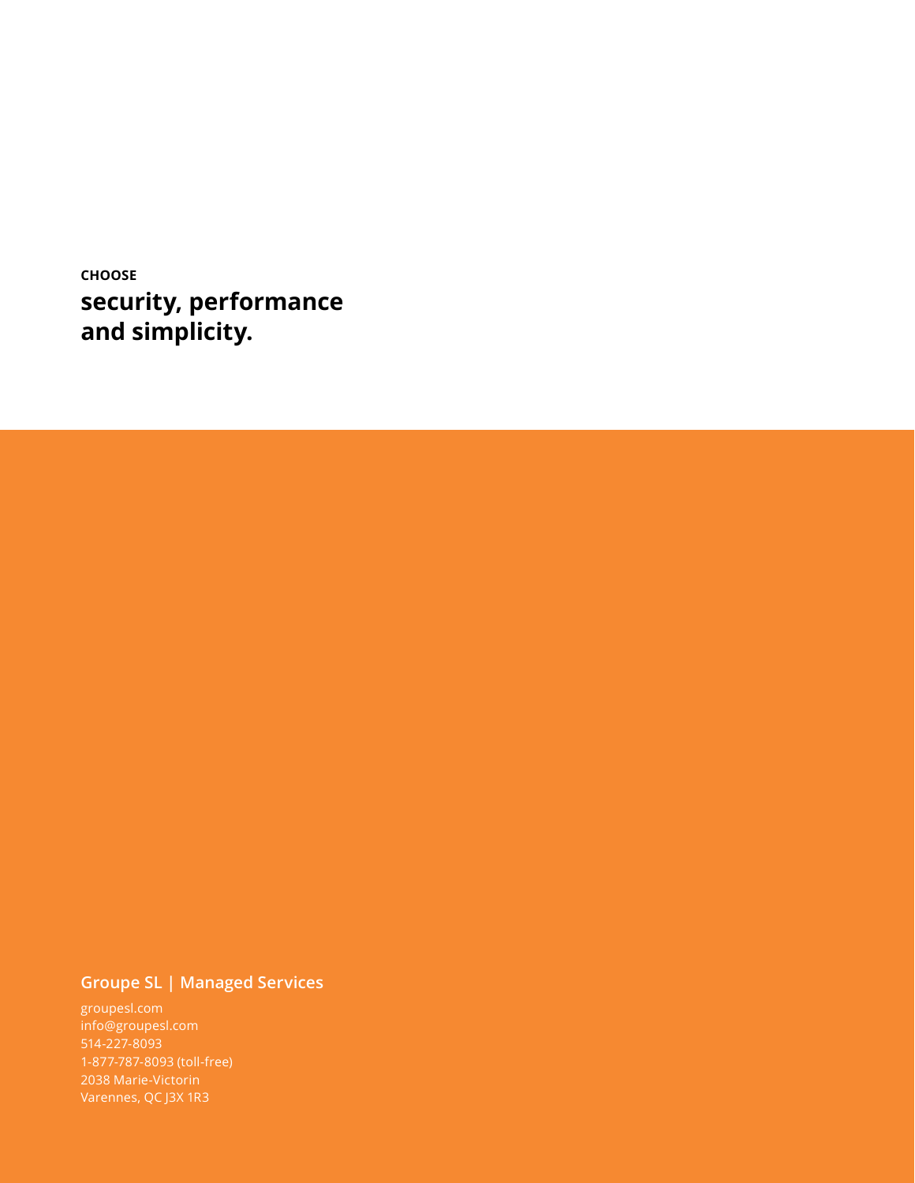**CHOOSE**

**security, performance and simplicity.**

**Groupe SL | Managed Services**

groupesl.com
info@groupesl.com
514-227-8093
1-877-787-8093 (toll-free)
2038 Marie-Victorin
Varennes, QC J3X 1R3